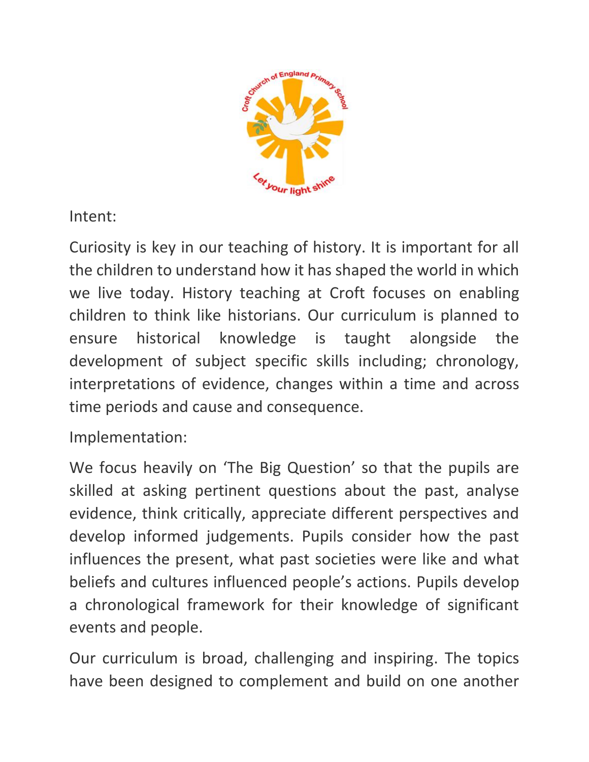Intent:

Curiosity is key in our teaching of history. It is important for all the children to understand how it has shaped the world in which we live today. History teaching at Croft focuses on enabling children to think like historians. Our curriculum is planned to ensure historical knowledge is taught alongside the development of subject specific skills including; chronology, interpretations of evidence, changes within a time and across time periods and cause and consequence.

Implementation:

We focus heavily on 'The Big Question' so that the pupils are skilled at asking pertinent questions about the past, analyse evidence, think critically, appreciate different perspectives and develop informed judgements. Pupils consider how the past influences the present, what past societies were like and what beliefs and cultures influenced people's actions. Pupils develop a chronological framework for their knowledge of significant events and people.

Our curriculum is broad, challenging and inspiring. The topics have been designed to complement and build on one another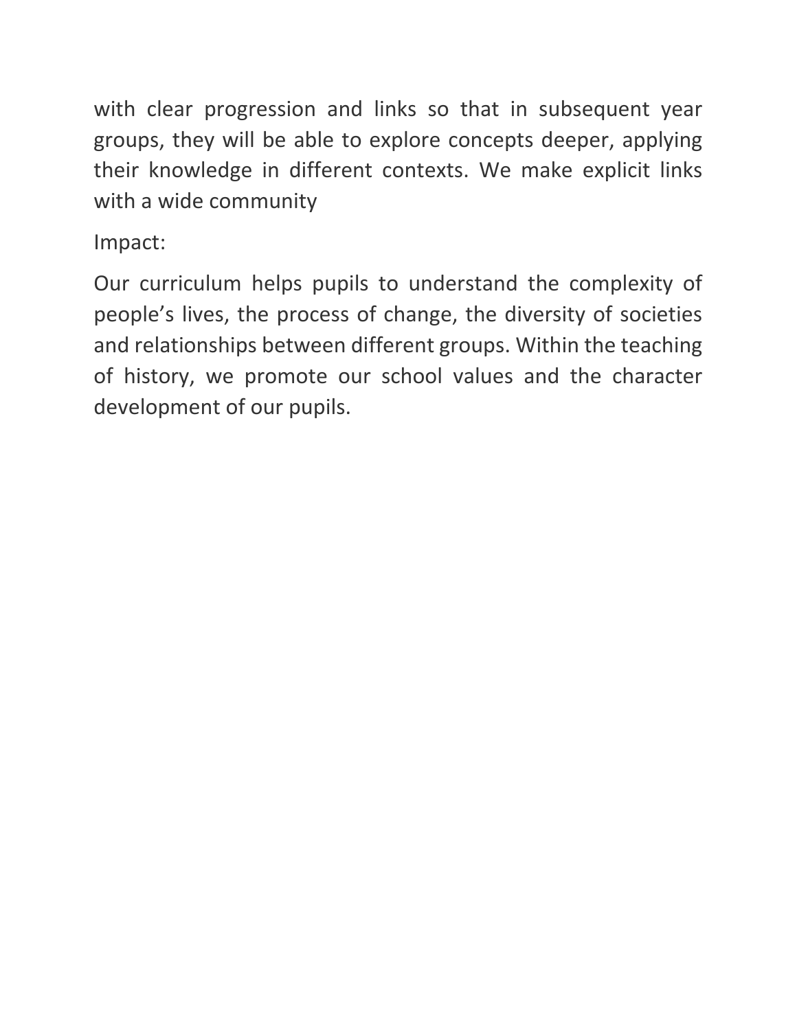with clear progression and links so that in subsequent year groups, they will be able to explore concepts deeper, applying their knowledge in different contexts. We make explicit links with a wide community

Impact:

Our curriculum helps pupils to understand the complexity of people's lives, the process of change, the diversity of societies and relationships between different groups. Within the teaching of history, we promote our school values and the character development of our pupils.